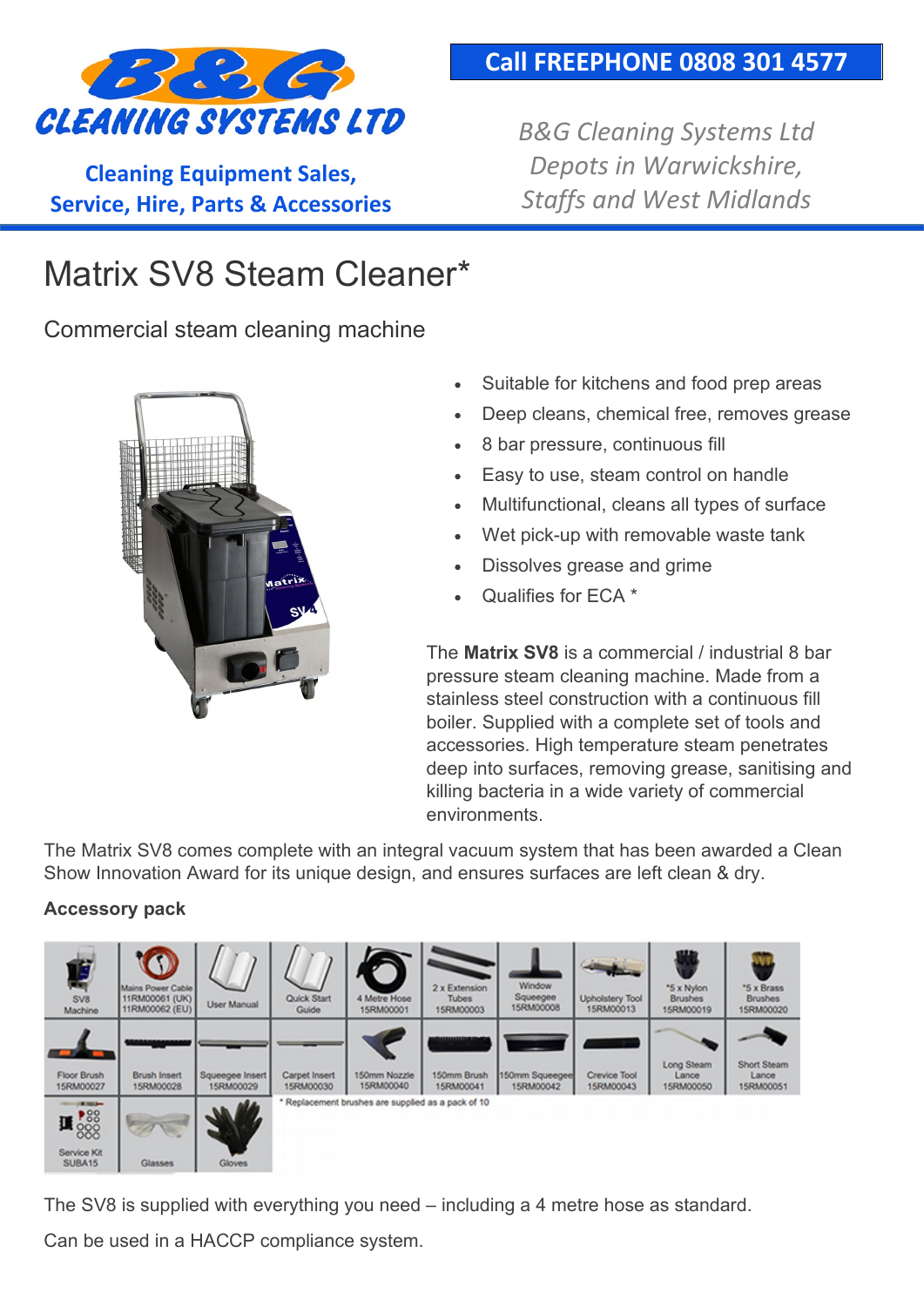# B&G CLEANING SYSTEMS LTD

**Cleaning Equipment Sales, Service, Hire, Parts & Accessories**

**Call FREEPHONE 0808 301 4577**

*B&G Cleaning Systems Ltd Depots in Warwickshire, Staffs and West Midlands*

# Matrix SV8 Steam Cleaner*

## Commercial steam cleaning machine

- Suitable for kitchens and food prep areas
- Deep cleans, chemical free, removes grease
- 8 bar pressure, continuous fill
- Easy to use, steam control on handle
- Multifunctional, cleans all types of surface
- Wet pick-up with removable waste tank
- Dissolves grease and grime
- Qualifies for ECA *

The **Matrix SV8** is a commercial / industrial 8 bar pressure steam cleaning machine. Made from a stainless steel construction with a continuous fill boiler. Supplied with a complete set of tools and accessories. High temperature steam penetrates deep into surfaces, removing grease, sanitising and killing bacteria in a wide variety of commercial environments.

The Matrix SV8 comes complete with an integral vacuum system that has been awarded a Clean Show Innovation Award for its unique design, and ensures surfaces are left clean & dry.

**Accessory pack**

| | | | | | | | | | |
|---|---|---|---|---|---|---|---|---|---|
| SV8 Machine | Mains Power Cable 11RM00061 (UK) 11RM00062 (EU) | User Manual | Quick Start Guide | 4 Metre Hose 15RM00001 | 2 x Extension Tubes 15RM00003 | Window Squeegee 15RM00008 | Upholstery Tool 15RM00013 | *5 x Nylon Brushes 15RM00019 | *5 x Brass Brushes 15RM00020 |
| Floor Brush 15RM00027 | Brush Insert 15RM00028 | Squeegee Insert 15RM00029 | Carpet Insert 15RM00030 | 150mm Nozzle 15RM00040 | 150mm Brush 15RM00041 | 150mm Squeegee 15RM00042 | Crevice Tool 15RM00043 | Long Steam Lance 15RM00050 | Short Steam Lance 15RM00051 |
| Service Kit SUBA15 | Glasses | Gloves | | | | | | | |

\* Replacement brushes are supplied as a pack of 10

The SV8 is supplied with everything you need – including a 4 metre hose as standard.

Can be used in a HACCP compliance system.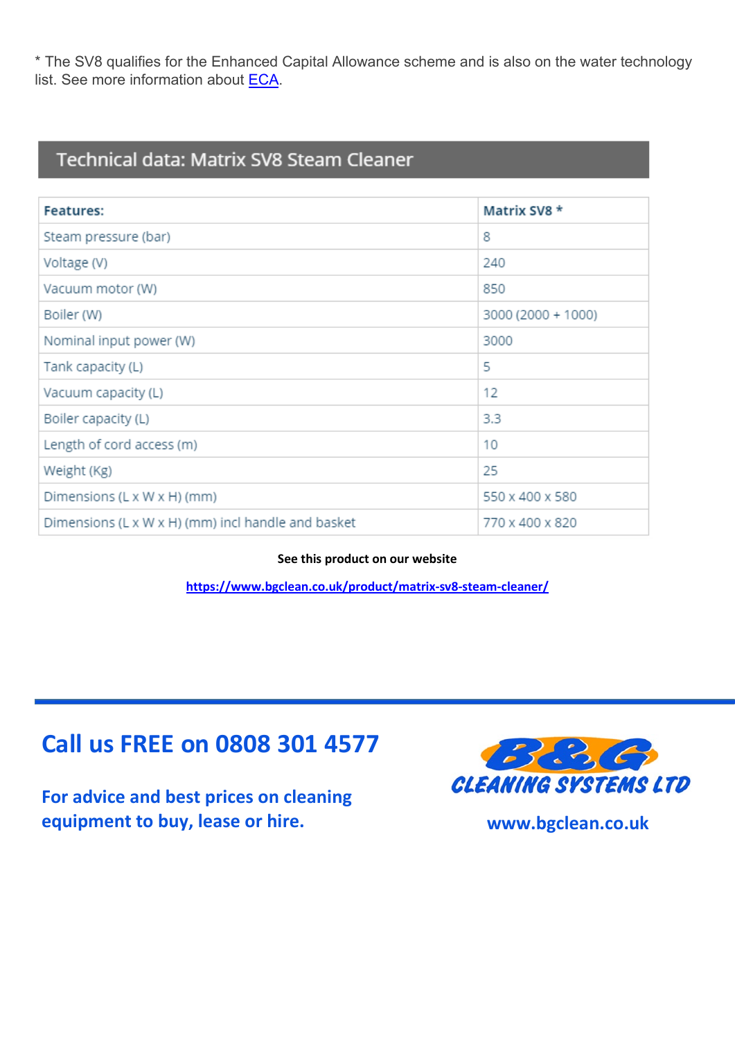* The SV8 qualifies for the Enhanced Capital Allowance scheme and is also on the water technology list. See more information about ECA.

## Technical data: Matrix SV8 Steam Cleaner

| Features: | Matrix SV8 * |
|---|---|
| Steam pressure (bar) | 8 |
| Voltage (V) | 240 |
| Vacuum motor (W) | 850 |
| Boiler (W) | 3000 (2000 + 1000) |
| Nominal input power (W) | 3000 |
| Tank capacity (L) | 5 |
| Vacuum capacity (L) | 12 |
| Boiler capacity (L) | 3.3 |
| Length of cord access (m) | 10 |
| Weight (Kg) | 25 |
| Dimensions (L x W x H) (mm) | 550 x 400 x 580 |
| Dimensions (L x W x H) (mm) incl handle and basket | 770 x 400 x 820 |

**See this product on our website**

**https://www.bgclean.co.uk/product/matrix-sv8-steam-cleaner/**

## Call us FREE on 0808 301 4577

**For advice and best prices on cleaning equipment to buy, lease or hire.**

**B&G CLEANING SYSTEMS LTD**

**www.bgclean.co.uk**